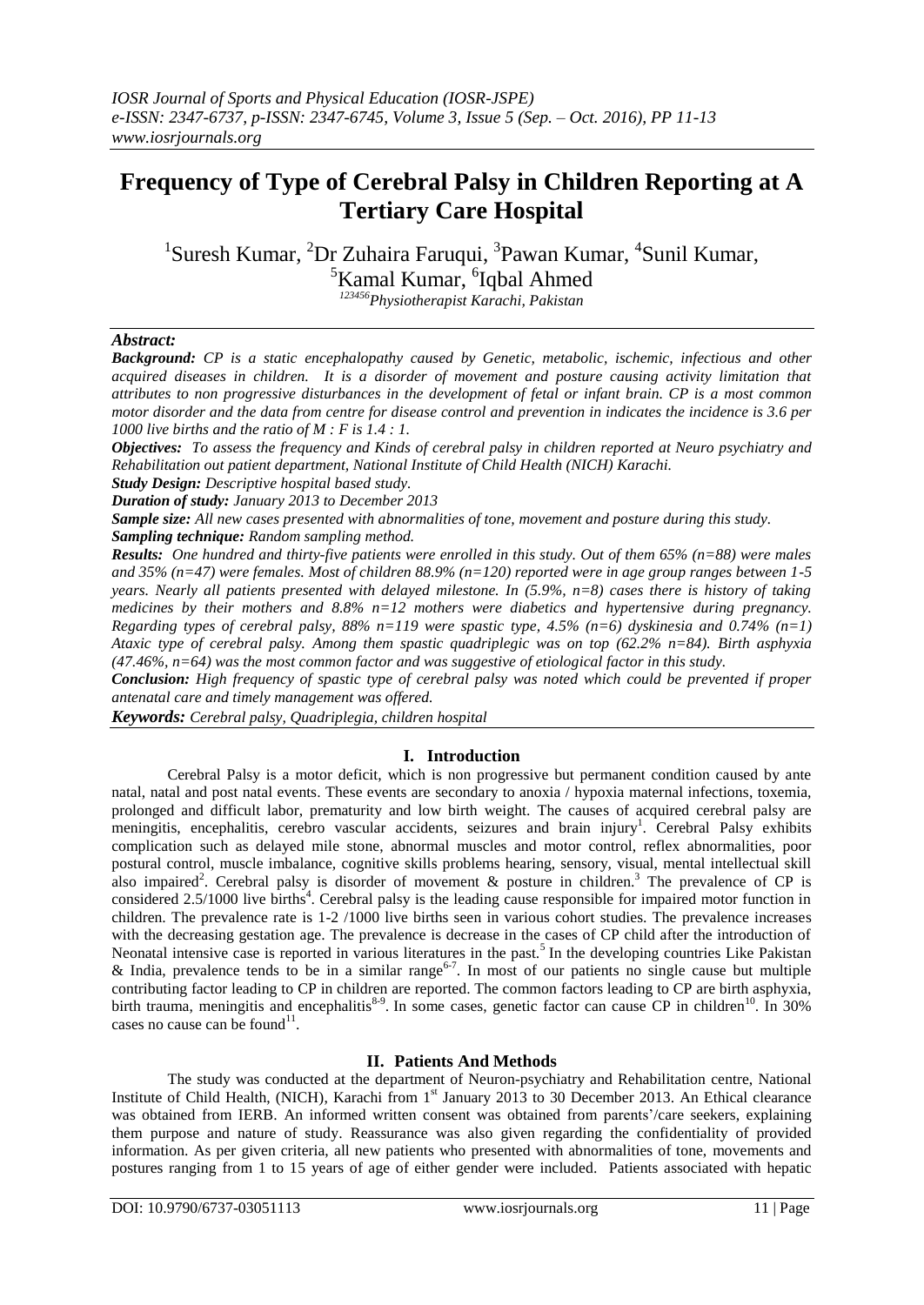# Frequency of Type of Cerebral Palsy in Children Reporting at A Tertiary Care Hospital

[1]Suresh Kumar, [2]Dr Zuhaira Faruqui, [3]Pawan Kumar, [4]Sunil Kumar, [5]Kamal Kumar, [6]Iqbal Ahmed

*[123456]Physiotherapist Karachi, Pakistan*

***Abstract:***

***Background:*** *CP is a static encephalopathy caused by Genetic, metabolic, ischemic, infectious and other acquired diseases in children. It is a disorder of movement and posture causing activity limitation that attributes to non progressive disturbances in the development of fetal or infant brain. CP is a most common motor disorder and the data from centre for disease control and prevention in indicates the incidence is 3.6 per 1000 live births and the ratio of M : F is 1.4 : 1.*

***Objectives:*** *To assess the frequency and Kinds of cerebral palsy in children reported at Neuro psychiatry and Rehabilitation out patient department, National Institute of Child Health (NICH) Karachi.*

***Study Design:*** *Descriptive hospital based study.*

***Duration of study:*** *January 2013 to December 2013*

***Sample size:*** *All new cases presented with abnormalities of tone, movement and posture during this study.*

***Sampling technique:*** *Random sampling method.*

***Results:*** *One hundred and thirty-five patients were enrolled in this study. Out of them 65% (n=88) were males and 35% (n=47) were females. Most of children 88.9% (n=120) reported were in age group ranges between 1-5 years. Nearly all patients presented with delayed milestone. In (5.9%, n=8) cases there is history of taking medicines by their mothers and 8.8% n=12 mothers were diabetics and hypertensive during pregnancy. Regarding types of cerebral palsy, 88% n=119 were spastic type, 4.5% (n=6) dyskinesia and 0.74% (n=1) Ataxic type of cerebral palsy. Among them spastic quadriplegic was on top (62.2% n=84). Birth asphyxia (47.46%, n=64) was the most common factor and was suggestive of etiological factor in this study.*

***Conclusion:*** *High frequency of spastic type of cerebral palsy was noted which could be prevented if proper antenatal care and timely management was offered.*

***Keywords:*** *Cerebral palsy, Quadriplegia, children hospital*

## I. Introduction

Cerebral Palsy is a motor deficit, which is non progressive but permanent condition caused by ante natal, natal and post natal events. These events are secondary to anoxia / hypoxia maternal infections, toxemia, prolonged and difficult labor, prematurity and low birth weight. The causes of acquired cerebral palsy are meningitis, encephalitis, cerebro vascular accidents, seizures and brain injury[1]. Cerebral Palsy exhibits complication such as delayed mile stone, abnormal muscles and motor control, reflex abnormalities, poor postural control, muscle imbalance, cognitive skills problems hearing, sensory, visual, mental intellectual skill also impaired[2]. Cerebral palsy is disorder of movement & posture in children.[3] The prevalence of CP is considered 2.5/1000 live births[4]. Cerebral palsy is the leading cause responsible for impaired motor function in children. The prevalence rate is 1-2 /1000 live births seen in various cohort studies. The prevalence increases with the decreasing gestation age. The prevalence is decrease in the cases of CP child after the introduction of Neonatal intensive case is reported in various literatures in the past.[5] In the developing countries Like Pakistan & India, prevalence tends to be in a similar range[6-7]. In most of our patients no single cause but multiple contributing factor leading to CP in children are reported. The common factors leading to CP are birth asphyxia, birth trauma, meningitis and encephalitis[8-9]. In some cases, genetic factor can cause CP in children[10]. In 30% cases no cause can be found[11].

## II. Patients And Methods

The study was conducted at the department of Neuron-psychiatry and Rehabilitation centre, National Institute of Child Health, (NICH), Karachi from 1st January 2013 to 30 December 2013. An Ethical clearance was obtained from IERB. An informed written consent was obtained from parents'/care seekers, explaining them purpose and nature of study. Reassurance was also given regarding the confidentiality of provided information. As per given criteria, all new patients who presented with abnormalities of tone, movements and postures ranging from 1 to 15 years of age of either gender were included. Patients associated with hepatic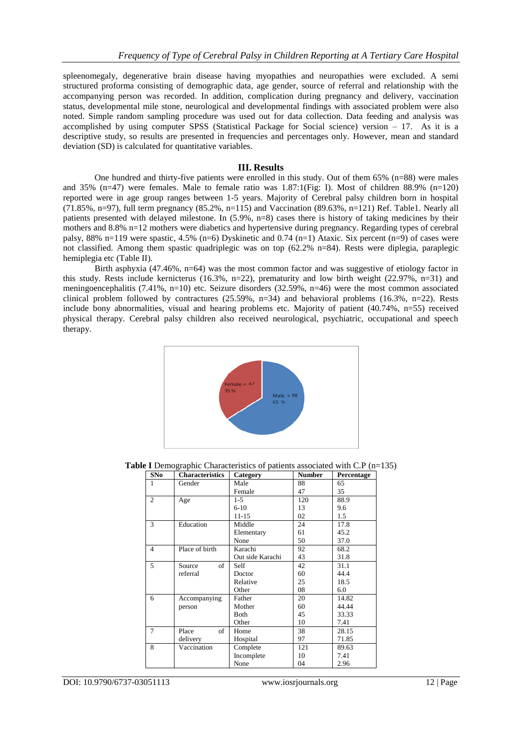spleenomegaly, degenerative brain disease having myopathies and neuropathies were excluded. A semi structured proforma consisting of demographic data, age gender, source of referral and relationship with the accompanying person was recorded. In addition, complication during pregnancy and delivery, vaccination status, developmental mile stone, neurological and developmental findings with associated problem were also noted. Simple random sampling procedure was used out for data collection. Data feeding and analysis was accomplished by using computer SPSS (Statistical Package for Social science) version – 17. As it is a descriptive study, so results are presented in frequencies and percentages only. However, mean and standard deviation (SD) is calculated for quantitative variables.

## III. Results

One hundred and thirty-five patients were enrolled in this study. Out of them 65% (n=88) were males and 35% (n=47) were females. Male to female ratio was 1.87:1(Fig: I). Most of children 88.9% (n=120) reported were in age group ranges between 1-5 years. Majority of Cerebral palsy children born in hospital (71.85%, n=97), full term pregnancy (85.2%, n=115) and Vaccination (89.63%, n=121) Ref. Table1. Nearly all patients presented with delayed milestone. In (5.9%, n=8) cases there is history of taking medicines by their mothers and 8.8% n=12 mothers were diabetics and hypertensive during pregnancy. Regarding types of cerebral palsy, 88% n=119 were spastic, 4.5% (n=6) Dyskinetic and 0.74 (n=1) Ataxic. Six percent (n=9) of cases were not classified. Among them spastic quadriplegic was on top (62.2% n=84). Rests were diplegia, paraplegic hemiplegia etc (Table II).

Birth asphyxia (47.46%, n=64) was the most common factor and was suggestive of etiology factor in this study. Rests include kernicterus (16.3%, n=22), prematurity and low birth weight (22.97%, n=31) and meningoencephalitis (7.41%, n=10) etc. Seizure disorders (32.59%, n=46) were the most common associated clinical problem followed by contractures (25.59%, n=34) and behavioral problems (16.3%, n=22). Rests include bony abnormalities, visual and hearing problems etc. Majority of patient (40.74%, n=55) received physical therapy. Cerebral palsy children also received neurological, psychiatric, occupational and speech therapy.

Female = 47
35 %

Male = 88
65 %

**Table I** Demographic Characteristics of patients associated with C.P (n=135)

| SNo | Characteristics | Category | Number | Percentage |
|---|---|---|---|---|
| 1 | Gender | Male | 88 | 65 |
| | | Female | 47 | 35 |
| 2 | Age | 1-5 | 120 | 88.9 |
| | | 6-10 | 13 | 9.6 |
| | | 11-15 | 02 | 1.5 |
| 3 | Education | Middle | 24 | 17.8 |
| | | Elementary | 61 | 45.2 |
| | | None | 50 | 37.0 |
| 4 | Place of birth | Karachi | 92 | 68.2 |
| | | Out side Karachi | 43 | 31.8 |
| 5 | Source of referral | Self | 42 | 31.1 |
| | | Doctor | 60 | 44.4 |
| | | Relative | 25 | 18.5 |
| | | Other | 08 | 6.0 |
| 6 | Accompanying person | Father | 20 | 14.82 |
| | | Mother | 60 | 44.44 |
| | | Both | 45 | 33.33 |
| | | Other | 10 | 7.41 |
| 7 | Place of delivery | Home | 38 | 28.15 |
| | | Hospital | 97 | 71.85 |
| 8 | Vaccination | Complete | 121 | 89.63 |
| | | Incomplete | 10 | 7.41 |
| | | None | 04 | 2.96 |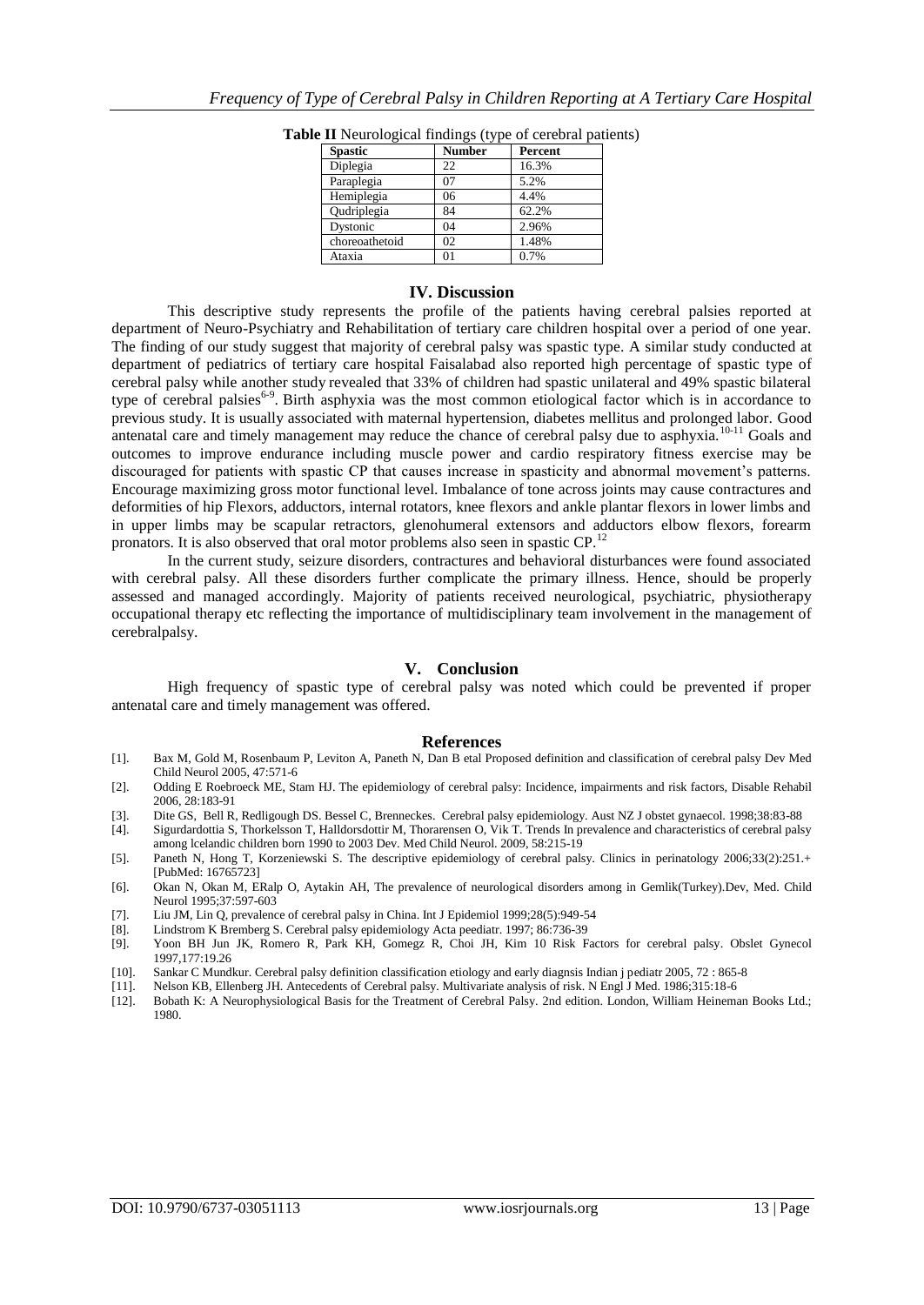**Table II** Neurological findings (type of cerebral patients)

| Spastic | Number | Percent |
|---|---|---|
| Diplegia | 22 | 16.3% |
| Paraplegia | 07 | 5.2% |
| Hemiplegia | 06 | 4.4% |
| Qudriplegia | 84 | 62.2% |
| Dystonic | 04 | 2.96% |
| choreoathetoid | 02 | 1.48% |
| Ataxia | 01 | 0.7% |

## IV. Discussion

This descriptive study represents the profile of the patients having cerebral palsies reported at department of Neuro-Psychiatry and Rehabilitation of tertiary care children hospital over a period of one year. The finding of our study suggest that majority of cerebral palsy was spastic type. A similar study conducted at department of pediatrics of tertiary care hospital Faisalabad also reported high percentage of spastic type of cerebral palsy while another study revealed that 33% of children had spastic unilateral and 49% spastic bilateral type of cerebral palsies[6-9]. Birth asphyxia was the most common etiological factor which is in accordance to previous study. It is usually associated with maternal hypertension, diabetes mellitus and prolonged labor. Good antenatal care and timely management may reduce the chance of cerebral palsy due to asphyxia.[10-11] Goals and outcomes to improve endurance including muscle power and cardio respiratory fitness exercise may be discouraged for patients with spastic CP that causes increase in spasticity and abnormal movement's patterns. Encourage maximizing gross motor functional level. Imbalance of tone across joints may cause contractures and deformities of hip Flexors, adductors, internal rotators, knee flexors and ankle plantar flexors in lower limbs and in upper limbs may be scapular retractors, glenohumeral extensors and adductors elbow flexors, forearm pronators. It is also observed that oral motor problems also seen in spastic CP.[12]

In the current study, seizure disorders, contractures and behavioral disturbances were found associated with cerebral palsy. All these disorders further complicate the primary illness. Hence, should be properly assessed and managed accordingly. Majority of patients received neurological, psychiatric, physiotherapy occupational therapy etc reflecting the importance of multidisciplinary team involvement in the management of cerebralpalsy.

## V. Conclusion

High frequency of spastic type of cerebral palsy was noted which could be prevented if proper antenatal care and timely management was offered.

## References

[1]. Bax M, Gold M, Rosenbaum P, Leviton A, Paneth N, Dan B etal Proposed definition and classification of cerebral palsy Dev Med Child Neurol 2005, 47:571-6

[2]. Odding E Roebroeck ME, Stam HJ. The epidemiology of cerebral palsy: Incidence, impairments and risk factors, Disable Rehabil 2006, 28:183-91

[3]. Dite GS, Bell R, Redligough DS. Bessel C, Brenneckes. Cerebral palsy epidemiology. Aust NZ J obstet gynaecol. 1998;38:83-88

[4]. Sigurdardottia S, Thorkelsson T, Halldorsdottir M, Thorarensen O, Vik T. Trends In prevalence and characteristics of cerebral palsy among lcelandic children born 1990 to 2003 Dev. Med Child Neurol. 2009, 58:215-19

[5]. Paneth N, Hong T, Korzeniewski S. The descriptive epidemiology of cerebral palsy. Clinics in perinatology 2006;33(2):251.+ [PubMed: 16765723]

[6]. Okan N, Okan M, ERalp O, Aytakin AH, The prevalence of neurological disorders among in Gemlik(Turkey).Dev, Med. Child Neurol 1995;37:597-603

[7]. Liu JM, Lin Q, prevalence of cerebral palsy in China. Int J Epidemiol 1999;28(5):949-54

[8]. Lindstrom K Bremberg S. Cerebral palsy epidemiology Acta peediatr. 1997; 86:736-39

[9]. Yoon BH Jun JK, Romero R, Park KH, Gomegz R, Choi JH, Kim 10 Risk Factors for cerebral palsy. Obslet Gynecol 1997,177:19.26

[10]. Sankar C Mundkur. Cerebral palsy definition classification etiology and early diagnsis Indian j pediatr 2005, 72 : 865-8

[11]. Nelson KB, Ellenberg JH. Antecedents of Cerebral palsy. Multivariate analysis of risk. N Engl J Med. 1986;315:18-6

[12]. Bobath K: A Neurophysiological Basis for the Treatment of Cerebral Palsy. 2nd edition. London, William Heineman Books Ltd.; 1980.